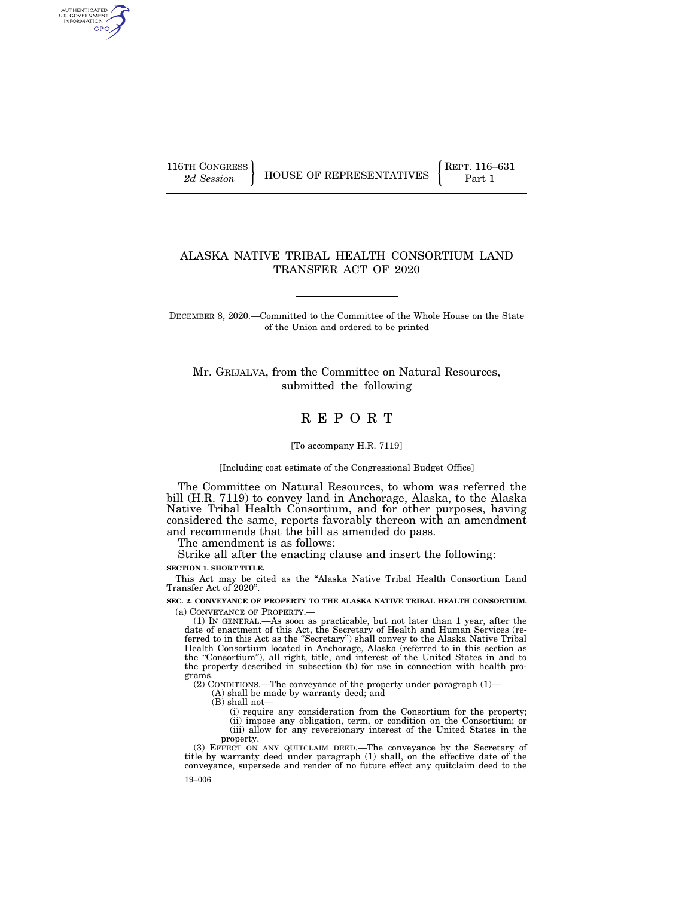116TH CONGRESS
*2d Session*

HOUSE OF REPRESENTATIVES

REPT. 116–631
Part 1

# ALASKA NATIVE TRIBAL HEALTH CONSORTIUM LAND TRANSFER ACT OF 2020

DECEMBER 8, 2020.—Committed to the Committee of the Whole House on the State of the Union and ordered to be printed

Mr. GRIJALVA, from the Committee on Natural Resources, submitted the following

# REPORT

[To accompany H.R. 7119]

[Including cost estimate of the Congressional Budget Office]

The Committee on Natural Resources, to whom was referred the bill (H.R. 7119) to convey land in Anchorage, Alaska, to the Alaska Native Tribal Health Consortium, and for other purposes, having considered the same, reports favorably thereon with an amendment and recommends that the bill as amended do pass.

The amendment is as follows:

Strike all after the enacting clause and insert the following:

**SECTION 1. SHORT TITLE.**

This Act may be cited as the "Alaska Native Tribal Health Consortium Land Transfer Act of 2020".

**SEC. 2. CONVEYANCE OF PROPERTY TO THE ALASKA NATIVE TRIBAL HEALTH CONSORTIUM.**

(a) CONVEYANCE OF PROPERTY.—

(1) IN GENERAL.—As soon as practicable, but not later than 1 year, after the date of enactment of this Act, the Secretary of Health and Human Services (referred to in this Act as the "Secretary") shall convey to the Alaska Native Tribal Health Consortium located in Anchorage, Alaska (referred to in this section as the "Consortium"), all right, title, and interest of the United States in and to the property described in subsection (b) for use in connection with health programs.

(2) CONDITIONS.—The conveyance of the property under paragraph (1)—

(A) shall be made by warranty deed; and

(B) shall not—

(i) require any consideration from the Consortium for the property;

(ii) impose any obligation, term, or condition on the Consortium; or

(iii) allow for any reversionary interest of the United States in the property.

(3) EFFECT ON ANY QUITCLAIM DEED.—The conveyance by the Secretary of title by warranty deed under paragraph (1) shall, on the effective date of the conveyance, supersede and render of no future effect any quitclaim deed to the

19–006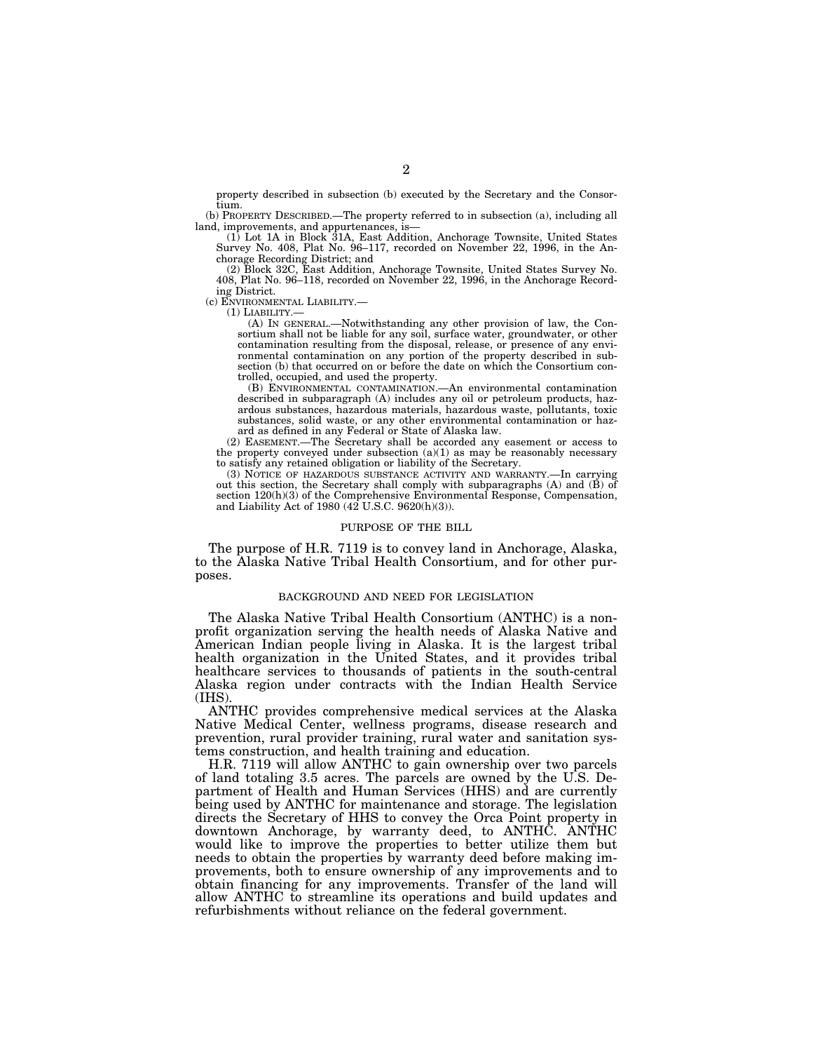property described in subsection (b) executed by the Secretary and the Consortium.

(b) PROPERTY DESCRIBED.—The property referred to in subsection (a), including all land, improvements, and appurtenances, is—

(1) Lot 1A in Block 31A, East Addition, Anchorage Townsite, United States Survey No. 408, Plat No. 96–117, recorded on November 22, 1996, in the Anchorage Recording District; and

(2) Block 32C, East Addition, Anchorage Townsite, United States Survey No. 408, Plat No. 96–118, recorded on November 22, 1996, in the Anchorage Recording District.

(c) ENVIRONMENTAL LIABILITY.—

(1) LIABILITY.—

(A) IN GENERAL.—Notwithstanding any other provision of law, the Consortium shall not be liable for any soil, surface water, groundwater, or other contamination resulting from the disposal, release, or presence of any environmental contamination on any portion of the property described in subsection (b) that occurred on or before the date on which the Consortium controlled, occupied, and used the property.

(B) ENVIRONMENTAL CONTAMINATION.—An environmental contamination described in subparagraph (A) includes any oil or petroleum products, hazardous substances, hazardous materials, hazardous waste, pollutants, toxic substances, solid waste, or any other environmental contamination or hazard as defined in any Federal or State of Alaska law.

(2) EASEMENT.—The Secretary shall be accorded any easement or access to the property conveyed under subsection (a)(1) as may be reasonably necessary to satisfy any retained obligation or liability of the Secretary.

(3) NOTICE OF HAZARDOUS SUBSTANCE ACTIVITY AND WARRANTY.—In carrying out this section, the Secretary shall comply with subparagraphs (A) and (B) of section 120(h)(3) of the Comprehensive Environmental Response, Compensation, and Liability Act of 1980 (42 U.S.C. 9620(h)(3)).

## PURPOSE OF THE BILL

The purpose of H.R. 7119 is to convey land in Anchorage, Alaska, to the Alaska Native Tribal Health Consortium, and for other purposes.

## BACKGROUND AND NEED FOR LEGISLATION

The Alaska Native Tribal Health Consortium (ANTHC) is a nonprofit organization serving the health needs of Alaska Native and American Indian people living in Alaska. It is the largest tribal health organization in the United States, and it provides tribal healthcare services to thousands of patients in the south-central Alaska region under contracts with the Indian Health Service (IHS).

ANTHC provides comprehensive medical services at the Alaska Native Medical Center, wellness programs, disease research and prevention, rural provider training, rural water and sanitation systems construction, and health training and education.

H.R. 7119 will allow ANTHC to gain ownership over two parcels of land totaling 3.5 acres. The parcels are owned by the U.S. Department of Health and Human Services (HHS) and are currently being used by ANTHC for maintenance and storage. The legislation directs the Secretary of HHS to convey the Orca Point property in downtown Anchorage, by warranty deed, to ANTHC. ANTHC would like to improve the properties to better utilize them but needs to obtain the properties by warranty deed before making improvements, both to ensure ownership of any improvements and to obtain financing for any improvements. Transfer of the land will allow ANTHC to streamline its operations and build updates and refurbishments without reliance on the federal government.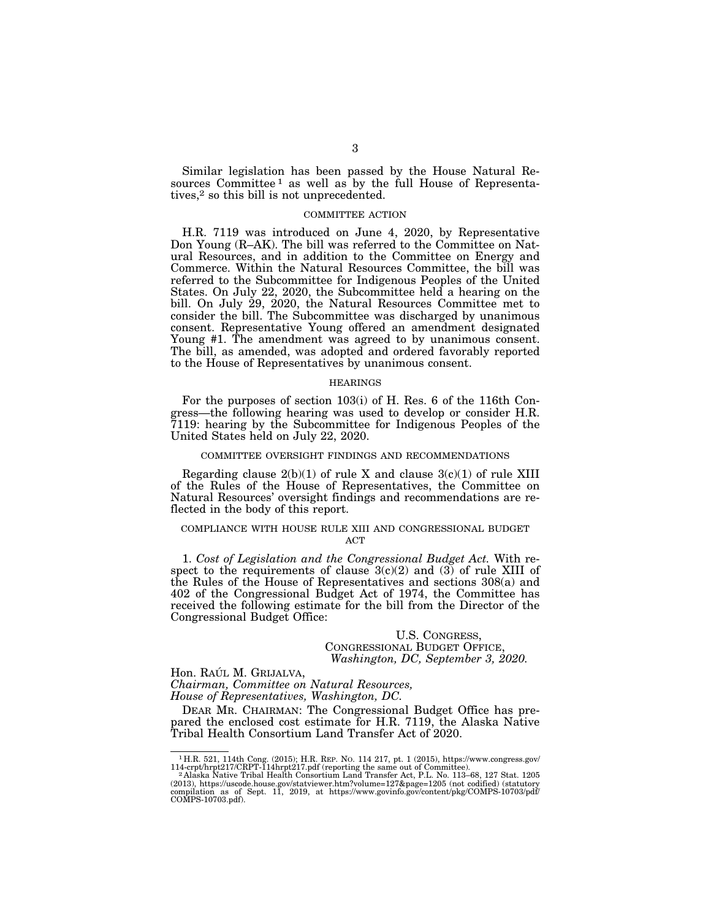Similar legislation has been passed by the House Natural Resources Committee[1] as well as by the full House of Representatives,[2] so this bill is not unprecedented.

## COMMITTEE ACTION

H.R. 7119 was introduced on June 4, 2020, by Representative Don Young (R–AK). The bill was referred to the Committee on Natural Resources, and in addition to the Committee on Energy and Commerce. Within the Natural Resources Committee, the bill was referred to the Subcommittee for Indigenous Peoples of the United States. On July 22, 2020, the Subcommittee held a hearing on the bill. On July 29, 2020, the Natural Resources Committee met to consider the bill. The Subcommittee was discharged by unanimous consent. Representative Young offered an amendment designated Young #1. The amendment was agreed to by unanimous consent. The bill, as amended, was adopted and ordered favorably reported to the House of Representatives by unanimous consent.

## HEARINGS

For the purposes of section 103(i) of H. Res. 6 of the 116th Congress—the following hearing was used to develop or consider H.R. 7119: hearing by the Subcommittee for Indigenous Peoples of the United States held on July 22, 2020.

## COMMITTEE OVERSIGHT FINDINGS AND RECOMMENDATIONS

Regarding clause 2(b)(1) of rule X and clause 3(c)(1) of rule XIII of the Rules of the House of Representatives, the Committee on Natural Resources' oversight findings and recommendations are reflected in the body of this report.

## COMPLIANCE WITH HOUSE RULE XIII AND CONGRESSIONAL BUDGET ACT

1. *Cost of Legislation and the Congressional Budget Act.* With respect to the requirements of clause 3(c)(2) and (3) of rule XIII of the Rules of the House of Representatives and sections 308(a) and 402 of the Congressional Budget Act of 1974, the Committee has received the following estimate for the bill from the Director of the Congressional Budget Office:

U.S. CONGRESS,
CONGRESSIONAL BUDGET OFFICE,
*Washington, DC, September 3, 2020.*

Hon. RAÚL M. GRIJALVA,
*Chairman, Committee on Natural Resources,*
*House of Representatives, Washington, DC.*

DEAR MR. CHAIRMAN: The Congressional Budget Office has prepared the enclosed cost estimate for H.R. 7119, the Alaska Native Tribal Health Consortium Land Transfer Act of 2020.

---

[1] H.R. 521, 114th Cong. (2015); H.R. REP. NO. 114 217, pt. 1 (2015), https://www.congress.gov/114-crpt/hrpt217/CRPT-114hrpt217.pdf (reporting the same out of Committee).

[2] Alaska Native Tribal Health Consortium Land Transfer Act, P.L. No. 113–68, 127 Stat. 1205 (2013), https://uscode.house.gov/statviewer.htm?volume=127&page=1205 (not codified) (statutory compilation as of Sept. 11, 2019, at https://www.govinfo.gov/content/pkg/COMPS-10703/pdf/COMPS-10703.pdf).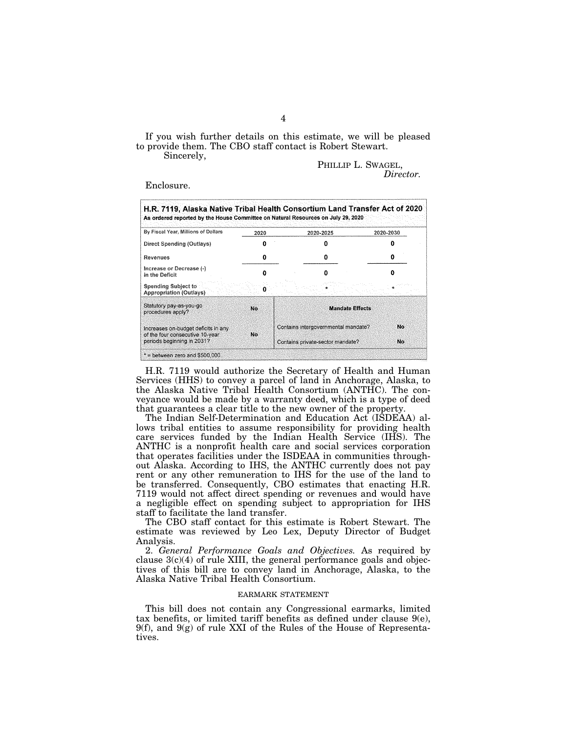If you wish further details on this estimate, we will be pleased to provide them. The CBO staff contact is Robert Stewart.

Sincerely,

PHILLIP L. SWAGEL,
*Director.*

Enclosure.

**H.R. 7119, Alaska Native Tribal Health Consortium Land Transfer Act of 2020**
**As ordered reported by the House Committee on Natural Resources on July 29, 2020**

| By Fiscal Year, Millions of Dollars | 2020 | 2020-2025 | 2020-2030 |
| --- | --- | --- | --- |
| Direct Spending (Outlays) | 0 | 0 | 0 |
| Revenues | 0 | 0 | 0 |
| Increase or Decrease (-) in the Deficit | 0 | 0 | 0 |
| Spending Subject to Appropriation (Outlays) | 0 | * | * |

| | | Mandate Effects | |
| --- | --- | --- | --- |
| Statutory pay-as-you-go procedures apply? | No | | |
| Increases on-budget deficits in any of the four consecutive 10-year periods beginning in 2031? | No | Contains intergovernmental mandate? | No |
| | | Contains private-sector mandate? | No |

* = between zero and $500,000

H.R. 7119 would authorize the Secretary of Health and Human Services (HHS) to convey a parcel of land in Anchorage, Alaska, to the Alaska Native Tribal Health Consortium (ANTHC). The conveyance would be made by a warranty deed, which is a type of deed that guarantees a clear title to the new owner of the property.

The Indian Self-Determination and Education Act (ISDEAA) allows tribal entities to assume responsibility for providing health care services funded by the Indian Health Service (IHS). The ANTHC is a nonprofit health care and social services corporation that operates facilities under the ISDEAA in communities throughout Alaska. According to IHS, the ANTHC currently does not pay rent or any other remuneration to IHS for the use of the land to be transferred. Consequently, CBO estimates that enacting H.R. 7119 would not affect direct spending or revenues and would have a negligible effect on spending subject to appropriation for IHS staff to facilitate the land transfer.

The CBO staff contact for this estimate is Robert Stewart. The estimate was reviewed by Leo Lex, Deputy Director of Budget Analysis.

2. *General Performance Goals and Objectives.* As required by clause 3(c)(4) of rule XIII, the general performance goals and objectives of this bill are to convey land in Anchorage, Alaska, to the Alaska Native Tribal Health Consortium.

## EARMARK STATEMENT

This bill does not contain any Congressional earmarks, limited tax benefits, or limited tariff benefits as defined under clause 9(e), 9(f), and 9(g) of rule XXI of the Rules of the House of Representatives.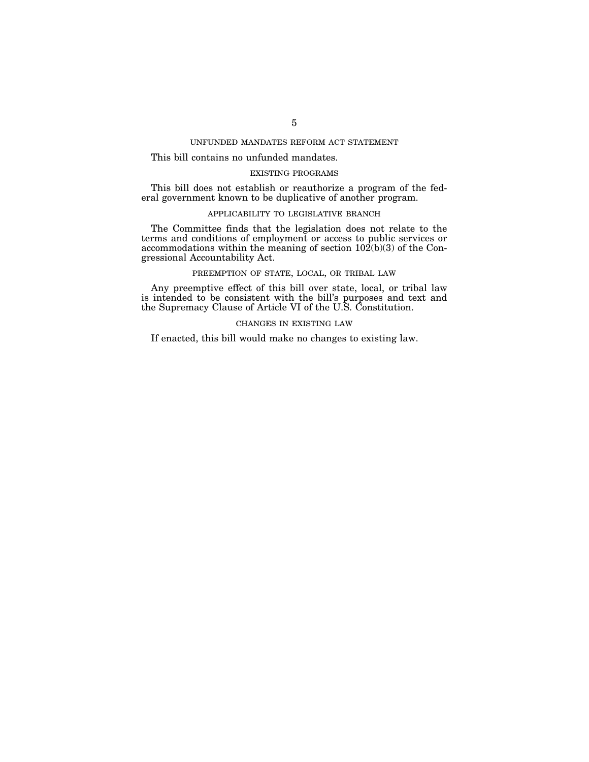## UNFUNDED MANDATES REFORM ACT STATEMENT

This bill contains no unfunded mandates.

## EXISTING PROGRAMS

This bill does not establish or reauthorize a program of the federal government known to be duplicative of another program.

## APPLICABILITY TO LEGISLATIVE BRANCH

The Committee finds that the legislation does not relate to the terms and conditions of employment or access to public services or accommodations within the meaning of section 102(b)(3) of the Congressional Accountability Act.

## PREEMPTION OF STATE, LOCAL, OR TRIBAL LAW

Any preemptive effect of this bill over state, local, or tribal law is intended to be consistent with the bill's purposes and text and the Supremacy Clause of Article VI of the U.S. Constitution.

## CHANGES IN EXISTING LAW

If enacted, this bill would make no changes to existing law.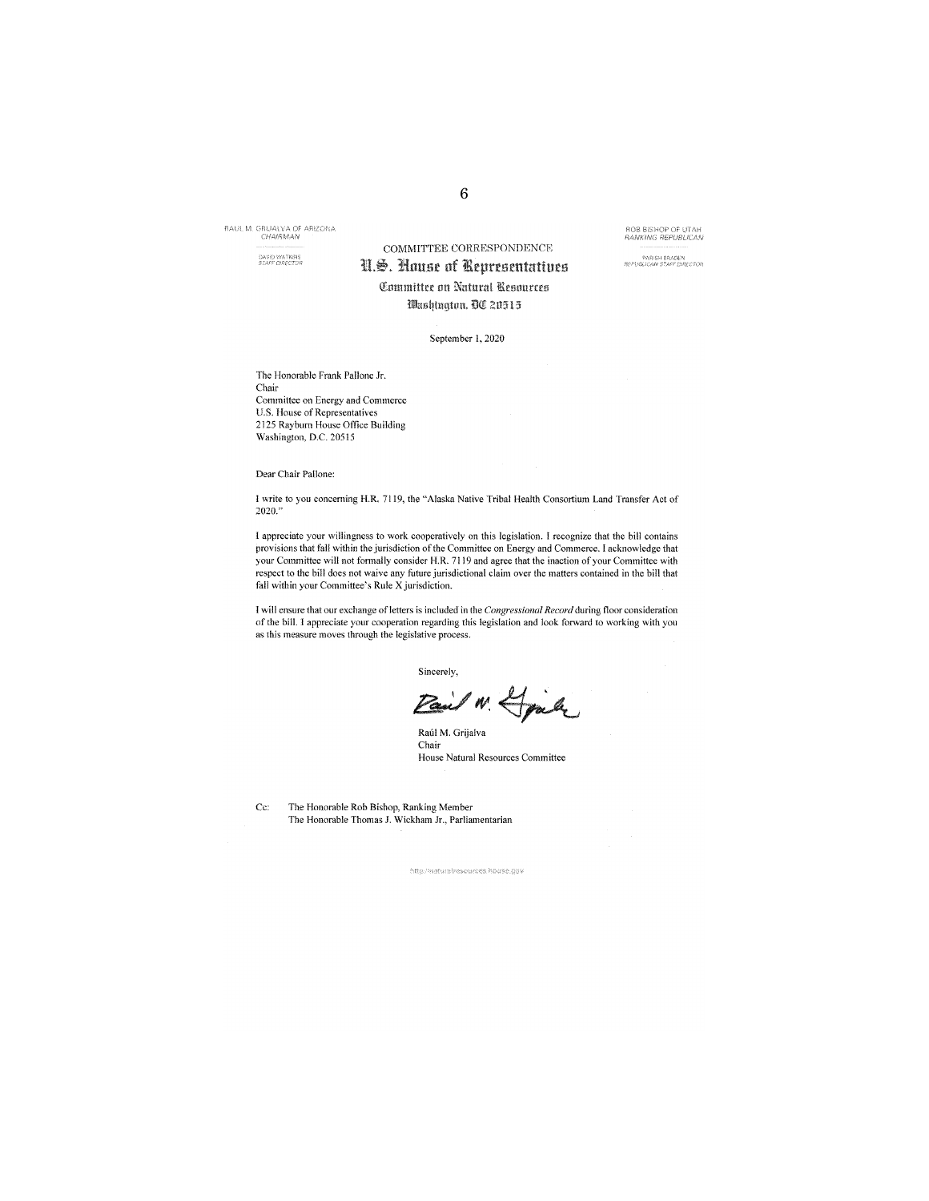RAUL M. GRIJALVA OF ARIZONA
*CHAIRMAN*

DAVID WATKINS
*STAFF DIRECTOR*

ROB BISHOP OF UTAH
*RANKING REPUBLICAN*

PARISH BRADEN
*REPUBLICAN STAFF DIRECTOR*

COMMITTEE CORRESPONDENCE

# U.S. House of Representatives

## Committee on Natural Resources

### Washington, DC 20515

September 1, 2020

The Honorable Frank Pallone Jr.
Chair
Committee on Energy and Commerce
U.S. House of Representatives
2125 Rayburn House Office Building
Washington, D.C. 20515

Dear Chair Pallone:

I write to you concerning H.R. 7119, the "Alaska Native Tribal Health Consortium Land Transfer Act of 2020."

I appreciate your willingness to work cooperatively on this legislation. I recognize that the bill contains provisions that fall within the jurisdiction of the Committee on Energy and Commerce. I acknowledge that your Committee will not formally consider H.R. 7119 and agree that the inaction of your Committee with respect to the bill does not waive any future jurisdictional claim over the matters contained in the bill that fall within your Committee's Rule X jurisdiction.

I will ensure that our exchange of letters is included in the *Congressional Record* during floor consideration of the bill. I appreciate your cooperation regarding this legislation and look forward to working with you as this measure moves through the legislative process.

Sincerely,

Raúl M. Grijalva
Chair
House Natural Resources Committee

Cc: The Honorable Rob Bishop, Ranking Member
The Honorable Thomas J. Wickham Jr., Parliamentarian

http://naturalresources.house.gov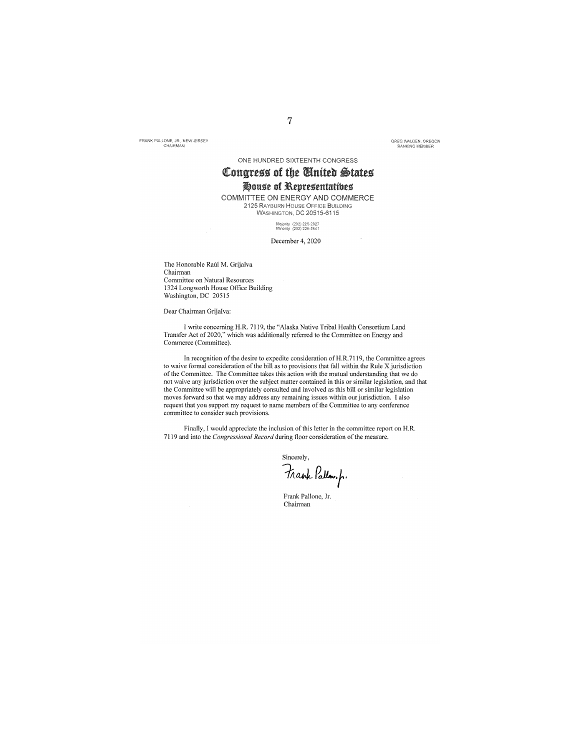FRANK PALLONE, JR., NEW JERSEY
CHAIRMAN

GREG WALDEN, OREGON
RANKING MEMBER

ONE HUNDRED SIXTEENTH CONGRESS

# Congress of the United States

## House of Representatives

COMMITTEE ON ENERGY AND COMMERCE
2125 RAYBURN HOUSE OFFICE BUILDING
WASHINGTON, DC 20515-6115

Majority (202) 225-2927
Minority (202) 225-3641

December 4, 2020

The Honorable Raúl M. Grijalva
Chairman
Committee on Natural Resources
1324 Longworth House Office Building
Washington, DC 20515

Dear Chairman Grijalva:

I write concerning H.R. 7119, the "Alaska Native Tribal Health Consortium Land Transfer Act of 2020," which was additionally referred to the Committee on Energy and Commerce (Committee).

In recognition of the desire to expedite consideration of H.R.7119, the Committee agrees to waive formal consideration of the bill as to provisions that fall within the Rule X jurisdiction of the Committee. The Committee takes this action with the mutual understanding that we do not waive any jurisdiction over the subject matter contained in this or similar legislation, and that the Committee will be appropriately consulted and involved as this bill or similar legislation moves forward so that we may address any remaining issues within our jurisdiction. I also request that you support my request to name members of the Committee to any conference committee to consider such provisions.

Finally, I would appreciate the inclusion of this letter in the committee report on H.R. 7119 and into the *Congressional Record* during floor consideration of the measure.

Sincerely,

Frank Pallone, Jr.
Chairman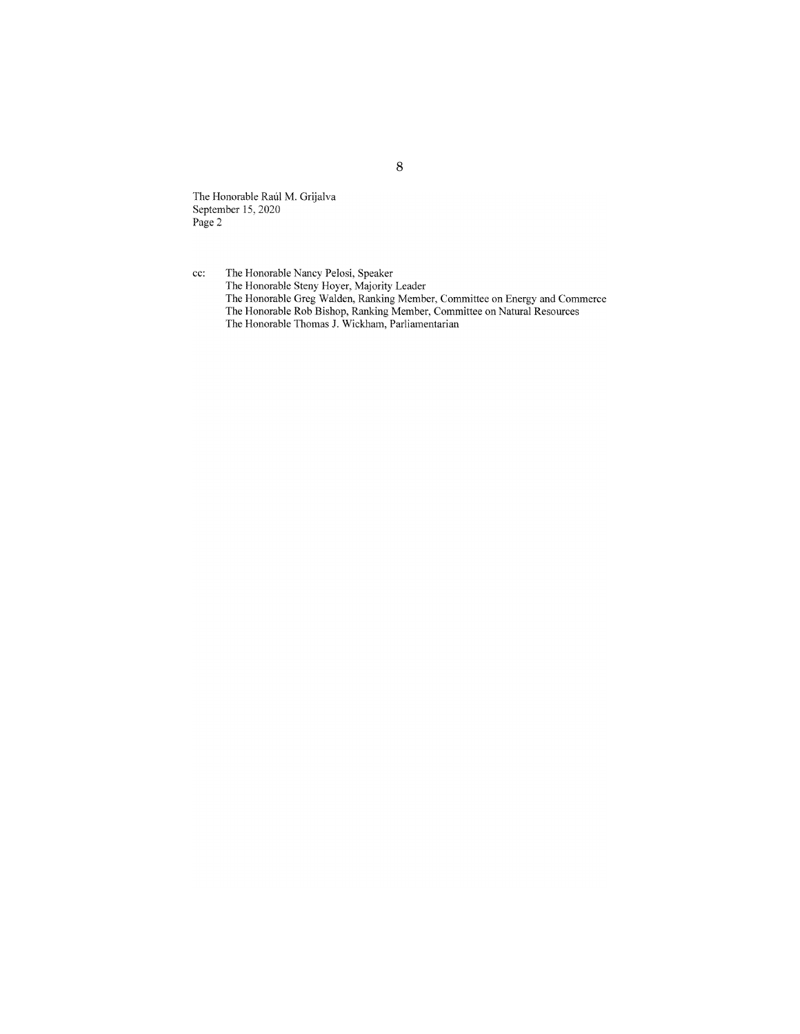The Honorable Raúl M. Grijalva
September 15, 2020
Page 2

cc: The Honorable Nancy Pelosi, Speaker
The Honorable Steny Hoyer, Majority Leader
The Honorable Greg Walden, Ranking Member, Committee on Energy and Commerce
The Honorable Rob Bishop, Ranking Member, Committee on Natural Resources
The Honorable Thomas J. Wickham, Parliamentarian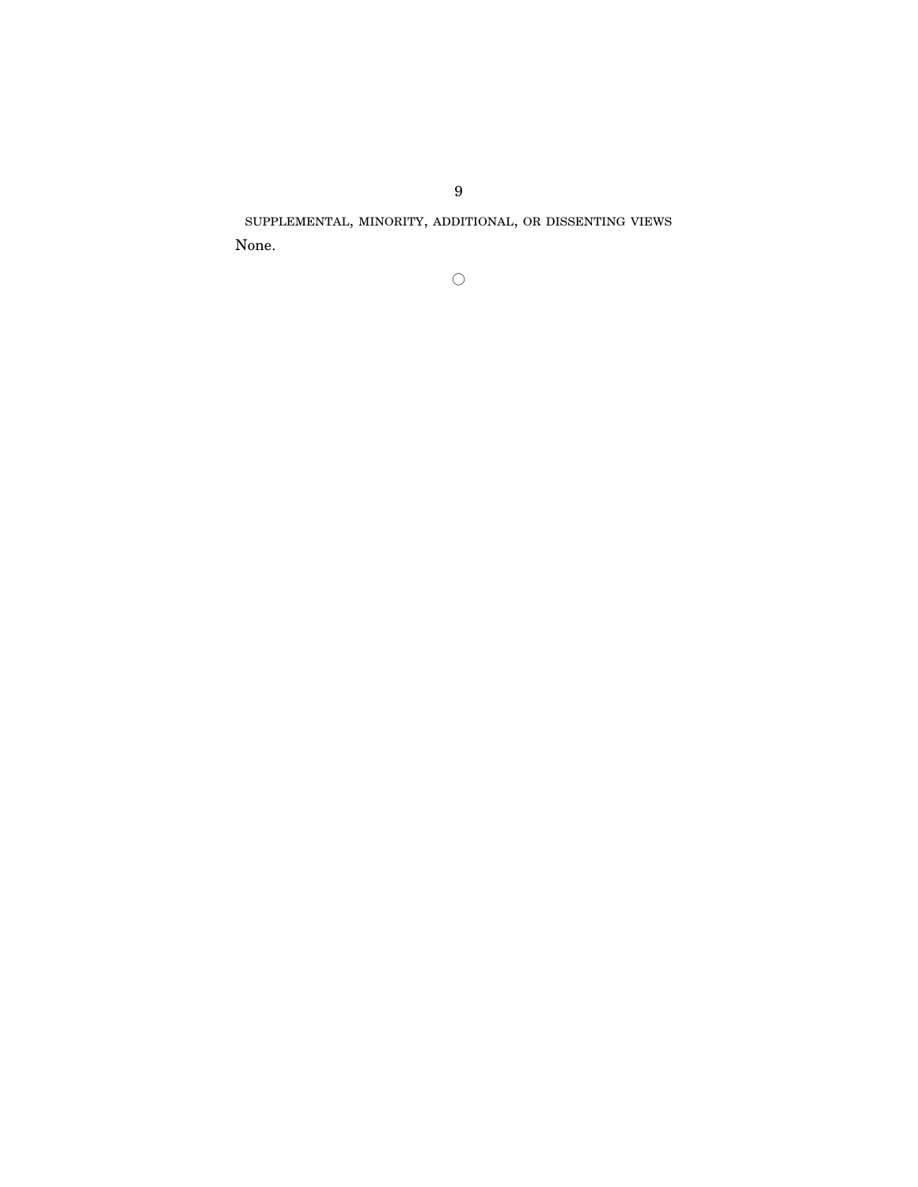## SUPPLEMENTAL, MINORITY, ADDITIONAL, OR DISSENTING VIEWS

None.

○